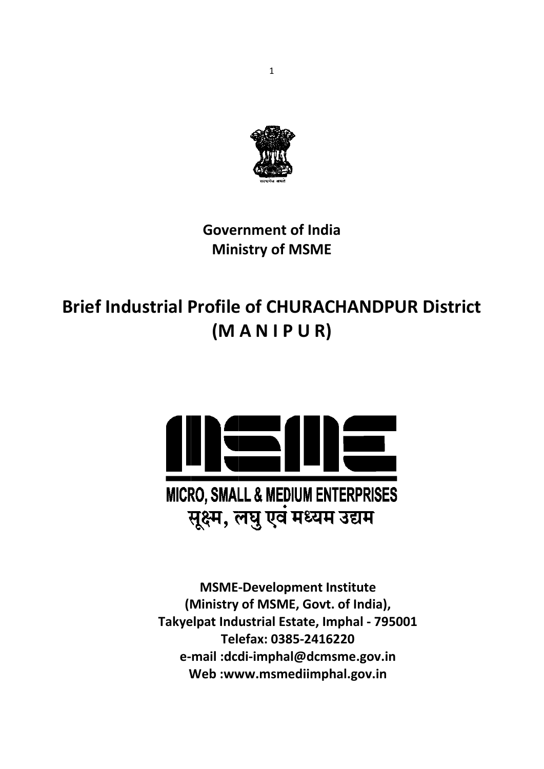**Government of India**
**Ministry of MSME**

# Brief Industrial Profile of CHURACHANDPUR District (M A N I P U R)

MICRO, SMALL & MEDIUM ENTERPRISES

सूक्ष्म, लघु एवं मध्यम उद्यम

**MSME-Development Institute**
**(Ministry of MSME, Govt. of India),**
**Takyelpat Industrial Estate, Imphal - 795001**
**Telefax: 0385-2416220**
**e-mail :dcdi-imphal@dcmsme.gov.in**
**Web :www.msmediimphal.gov.in**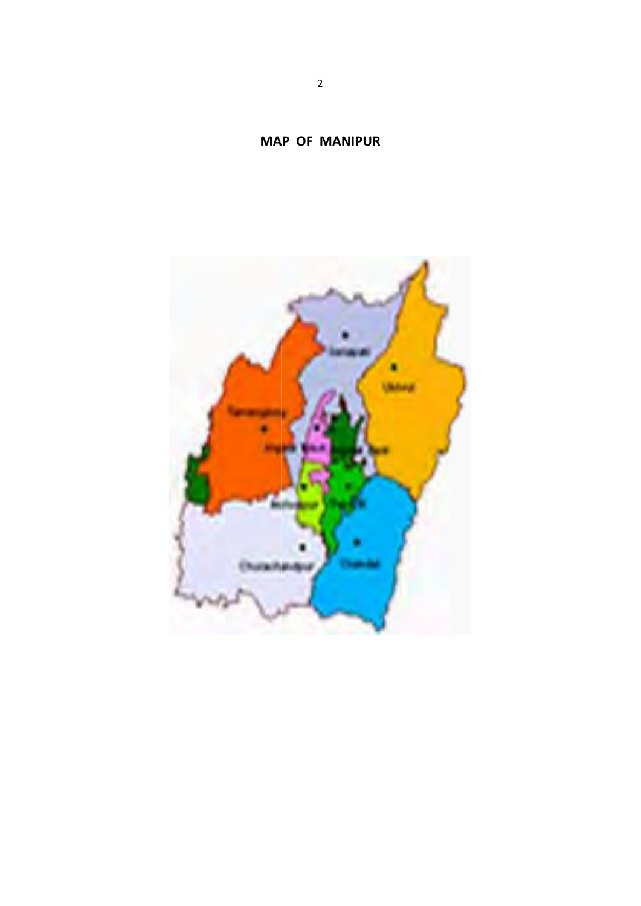# MAP OF MANIPUR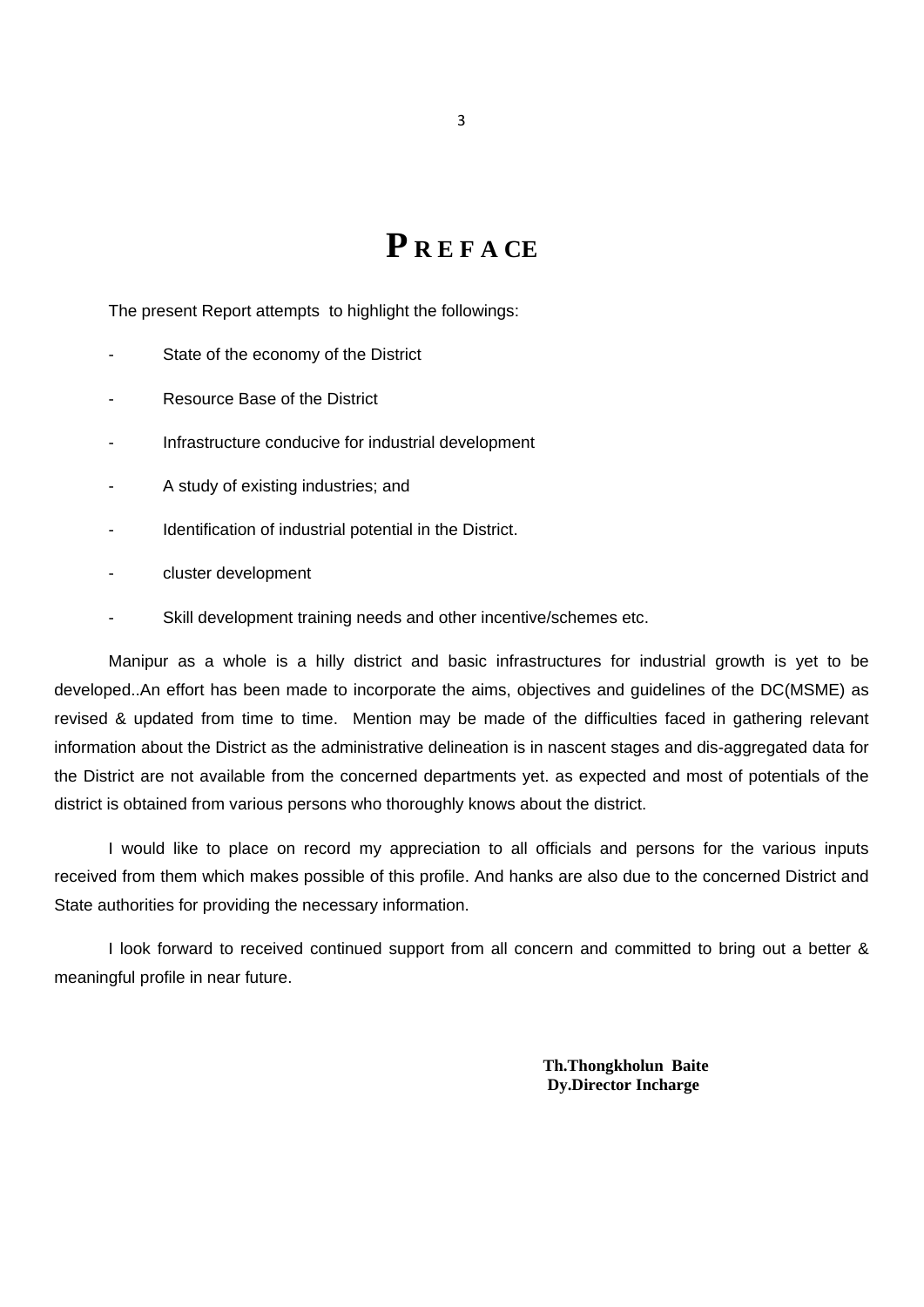# PREFACE

The present Report attempts to highlight the followings:

- State of the economy of the District
- Resource Base of the District
- Infrastructure conducive for industrial development
- A study of existing industries; and
- Identification of industrial potential in the District.
- cluster development
- Skill development training needs and other incentive/schemes etc.

Manipur as a whole is a hilly district and basic infrastructures for industrial growth is yet to be developed..An effort has been made to incorporate the aims, objectives and guidelines of the DC(MSME) as revised & updated from time to time. Mention may be made of the difficulties faced in gathering relevant information about the District as the administrative delineation is in nascent stages and dis-aggregated data for the District are not available from the concerned departments yet. as expected and most of potentials of the district is obtained from various persons who thoroughly knows about the district.

I would like to place on record my appreciation to all officials and persons for the various inputs received from them which makes possible of this profile. And hanks are also due to the concerned District and State authorities for providing the necessary information.

I look forward to received continued support from all concern and committed to bring out a better & meaningful profile in near future.

**Th.Thongkholun Baite**
**Dy.Director Incharge**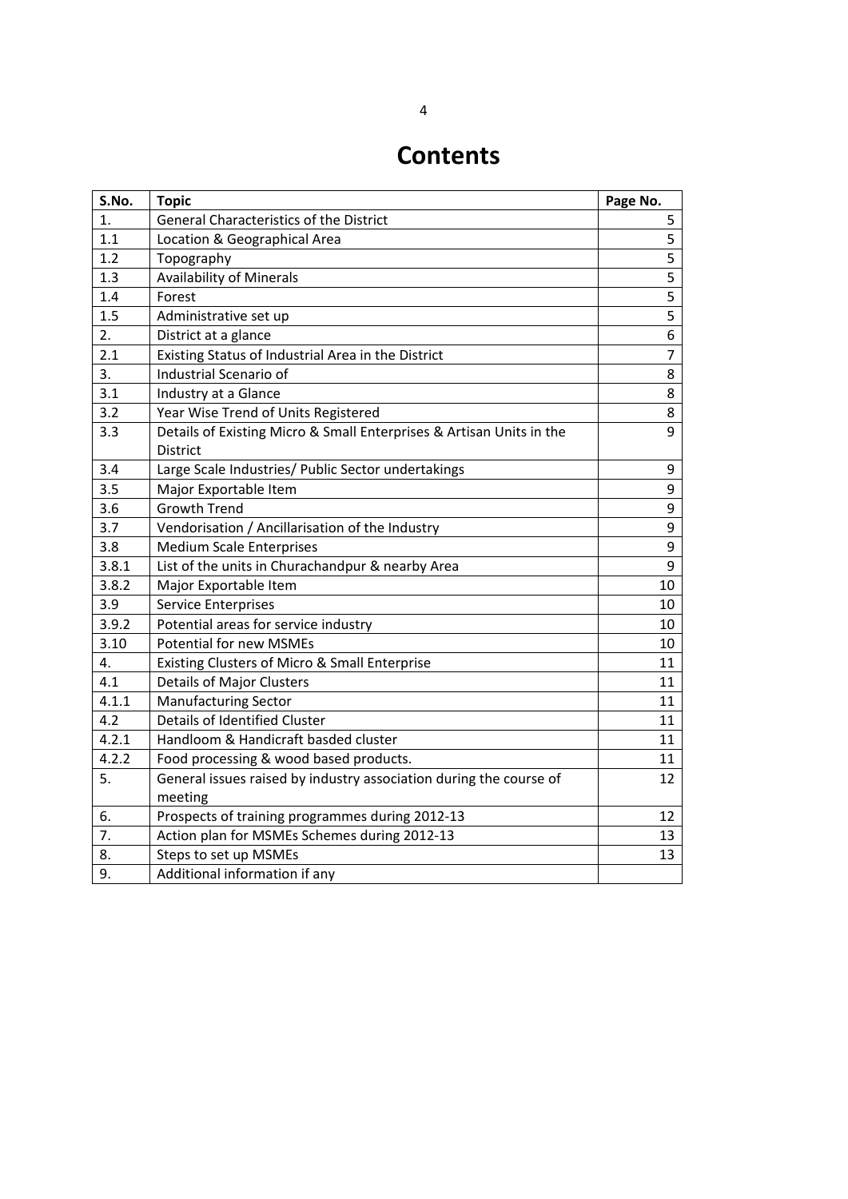# Contents

| S.No. | Topic | Page No. |
|---|---|---|
| 1. | General Characteristics of the District | 5 |
| 1.1 | Location & Geographical Area | 5 |
| 1.2 | Topography | 5 |
| 1.3 | Availability of Minerals | 5 |
| 1.4 | Forest | 5 |
| 1.5 | Administrative set up | 5 |
| 2. | District at a glance | 6 |
| 2.1 | Existing Status of Industrial Area in the District | 7 |
| 3. | Industrial Scenario of | 8 |
| 3.1 | Industry at a Glance | 8 |
| 3.2 | Year Wise Trend of Units Registered | 8 |
| 3.3 | Details of Existing Micro & Small Enterprises & Artisan Units in the District | 9 |
| 3.4 | Large Scale Industries/ Public Sector undertakings | 9 |
| 3.5 | Major Exportable Item | 9 |
| 3.6 | Growth Trend | 9 |
| 3.7 | Vendorisation / Ancillarisation of the Industry | 9 |
| 3.8 | Medium Scale Enterprises | 9 |
| 3.8.1 | List of the units in Churachandpur & nearby Area | 9 |
| 3.8.2 | Major Exportable Item | 10 |
| 3.9 | Service Enterprises | 10 |
| 3.9.2 | Potential areas for service industry | 10 |
| 3.10 | Potential for new MSMEs | 10 |
| 4. | Existing Clusters of Micro & Small Enterprise | 11 |
| 4.1 | Details of Major Clusters | 11 |
| 4.1.1 | Manufacturing Sector | 11 |
| 4.2 | Details of Identified Cluster | 11 |
| 4.2.1 | Handloom & Handicraft basded cluster | 11 |
| 4.2.2 | Food processing & wood based products. | 11 |
| 5. | General issues raised by industry association during the course of meeting | 12 |
| 6. | Prospects of training programmes during 2012-13 | 12 |
| 7. | Action plan for MSMEs Schemes during 2012-13 | 13 |
| 8. | Steps to set up MSMEs | 13 |
| 9. | Additional information if any | |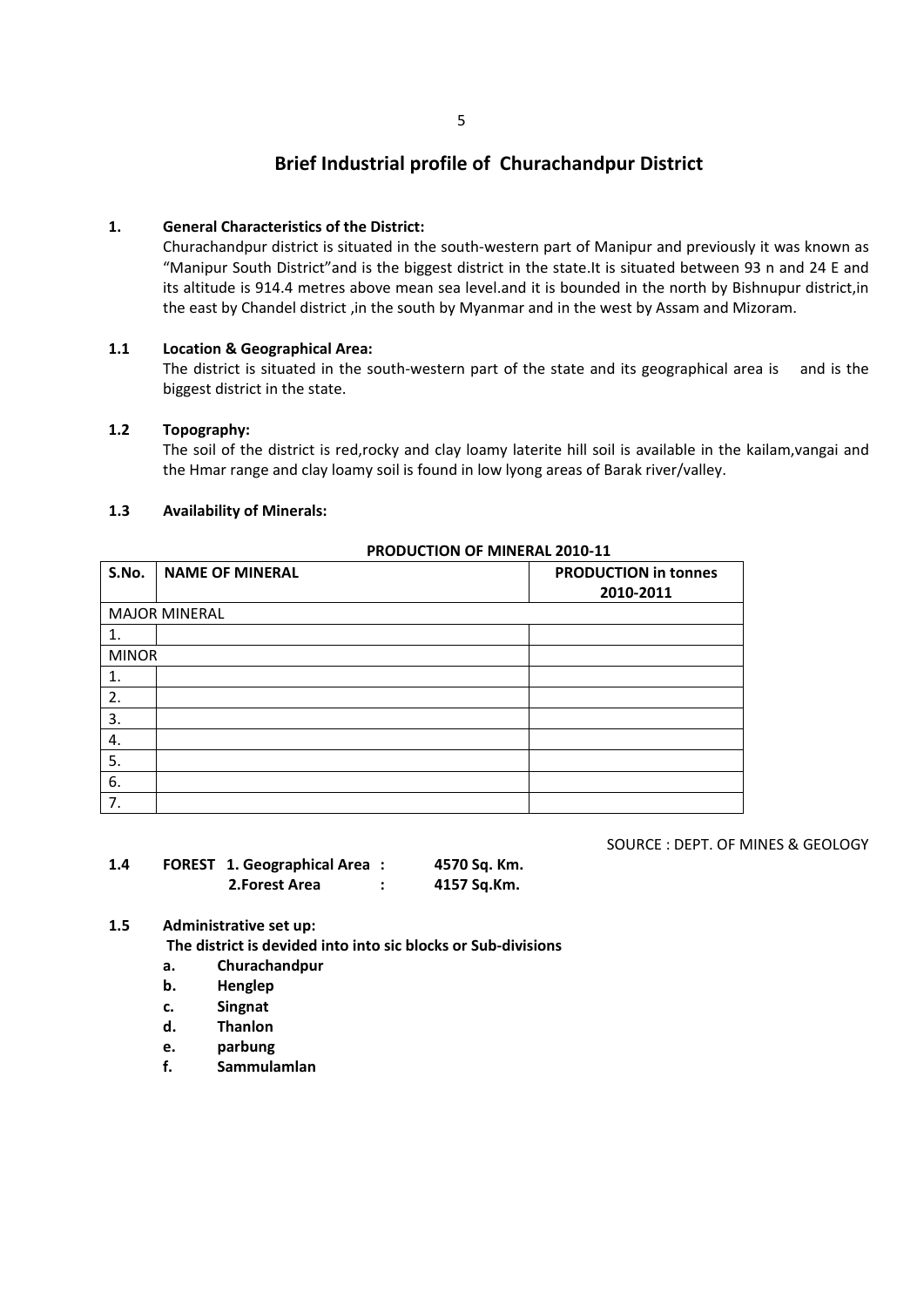# Brief Industrial profile of Churachandpur District

### 1. General Characteristics of the District:

Churachandpur district is situated in the south-western part of Manipur and previously it was known as "Manipur South District"and is the biggest district in the state.It is situated between 93 n and 24 E and its altitude is 914.4 metres above mean sea level.and it is bounded in the north by Bishnupur district,in the east by Chandel district ,in the south by Myanmar and in the west by Assam and Mizoram.

### 1.1 Location & Geographical Area:

The district is situated in the south-western part of the state and its geographical area is and is the biggest district in the state.

### 1.2 Topography:

The soil of the district is red,rocky and clay loamy laterite hill soil is available in the kailam,vangai and the Hmar range and clay loamy soil is found in low lyong areas of Barak river/valley.

### 1.3 Availability of Minerals:

**PRODUCTION OF MINERAL 2010-11**

| S.No. | NAME OF MINERAL | PRODUCTION in tonnes 2010-2011 |
|---|---|---|
| MAJOR MINERAL | | |
| 1. | | |
| MINOR | | |
| 1. | | |
| 2. | | |
| 3. | | |
| 4. | | |
| 5. | | |
| 6. | | |
| 7. | | |

SOURCE : DEPT. OF MINES & GEOLOGY

### 1.4 FOREST

**1. Geographical Area : 4570 Sq. Km.**
**2.Forest Area : 4157 Sq.Km.**

### 1.5 Administrative set up:

**The district is devided into into sic blocks or Sub-divisions**

- **a. Churachandpur**
- **b. Henglep**
- **c. Singnat**
- **d. Thanlon**
- **e. parbung**
- **f. Sammulamlan**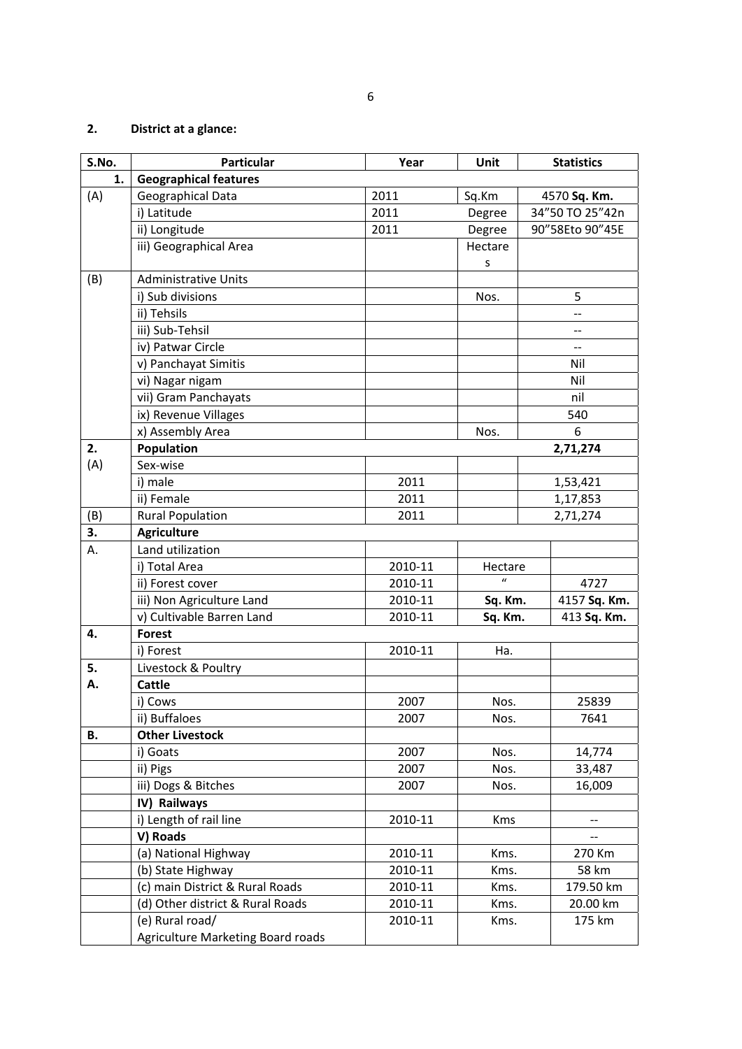## 2. District at a glance:

| S.No. | Particular | Year | Unit | Statistics |
|---|---|---|---|---|
| 1. | **Geographical features** | | | |
| (A) | Geographical Data | 2011 | Sq.Km | 4570 **Sq. Km.** |
| | i) Latitude | 2011 | Degree | 34"50 TO 25"42n |
| | ii) Longitude | 2011 | Degree | 90"58Eto 90"45E |
| | iii) Geographical Area | | Hectares | |
| (B) | Administrative Units | | | |
| | i) Sub divisions | | Nos. | 5 |
| | ii) Tehsils | | | -- |
| | iii) Sub-Tehsil | | | -- |
| | iv) Patwar Circle | | | -- |
| | v) Panchayat Simitis | | | Nil |
| | vi) Nagar nigam | | | Nil |
| | vii) Gram Panchayats | | | nil |
| | ix) Revenue Villages | | | 540 |
| | x) Assembly Area | | Nos. | 6 |
| 2. | **Population** | | | **2,71,274** |
| (A) | Sex-wise | | | |
| | i) male | 2011 | | 1,53,421 |
| | ii) Female | 2011 | | 1,17,853 |
| (B) | Rural Population | 2011 | | 2,71,274 |
| 3. | **Agriculture** | | | |
| A. | Land utilization | | | |
| | i) Total Area | 2010-11 | Hectare | |
| | ii) Forest cover | 2010-11 | " | 4727 |
| | iii) Non Agriculture Land | 2010-11 | **Sq. Km.** | 4157 **Sq. Km.** |
| | v) Cultivable Barren Land | 2010-11 | **Sq. Km.** | 413 **Sq. Km.** |
| 4. | **Forest** | | | |
| | i) Forest | 2010-11 | Ha. | |
| 5. | Livestock & Poultry | | | |
| A. | **Cattle** | | | |
| | i) Cows | 2007 | Nos. | 25839 |
| | ii) Buffaloes | 2007 | Nos. | 7641 |
| B. | **Other Livestock** | | | |
| | i) Goats | 2007 | Nos. | 14,774 |
| | ii) Pigs | 2007 | Nos. | 33,487 |
| | iii) Dogs & Bitches | 2007 | Nos. | 16,009 |
| | **IV) Railways** | | | |
| | i) Length of rail line | 2010-11 | Kms | -- |
| | **V) Roads** | | | -- |
| | (a) National Highway | 2010-11 | Kms. | 270 Km |
| | (b) State Highway | 2010-11 | Kms. | 58 km |
| | (c) main District & Rural Roads | 2010-11 | Kms. | 179.50 km |
| | (d) Other district & Rural Roads | 2010-11 | Kms. | 20.00 km |
| | (e) Rural road/ Agriculture Marketing Board roads | 2010-11 | Kms. | 175 km |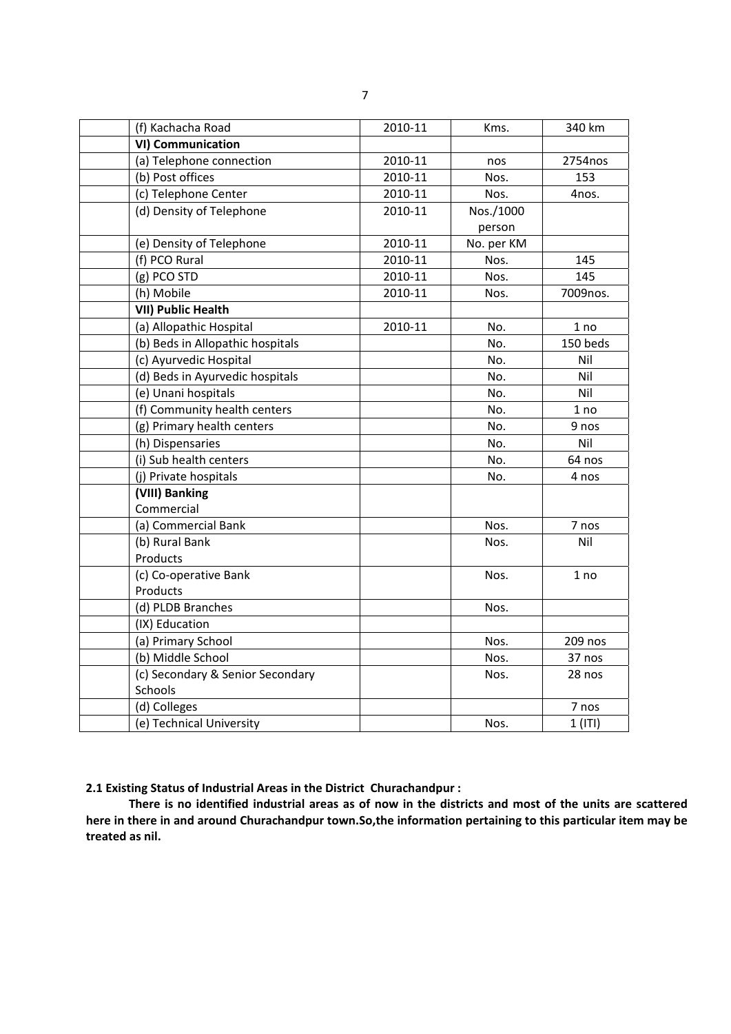|  | (f) Kachacha Road | 2010-11 | Kms. | 340 km |
|---|---|---|---|---|
|  | **VI) Communication** |  |  |  |
|  | (a) Telephone connection | 2010-11 | nos | 2754nos |
|  | (b) Post offices | 2010-11 | Nos. | 153 |
|  | (c) Telephone Center | 2010-11 | Nos. | 4nos. |
|  | (d) Density of Telephone | 2010-11 | Nos./1000 person |  |
|  | (e) Density of Telephone | 2010-11 | No. per KM |  |
|  | (f) PCO Rural | 2010-11 | Nos. | 145 |
|  | (g) PCO STD | 2010-11 | Nos. | 145 |
|  | (h) Mobile | 2010-11 | Nos. | 7009nos. |
|  | **VII) Public Health** |  |  |  |
|  | (a) Allopathic Hospital | 2010-11 | No. | 1 no |
|  | (b) Beds in Allopathic hospitals |  | No. | 150 beds |
|  | (c) Ayurvedic Hospital |  | No. | Nil |
|  | (d) Beds in Ayurvedic hospitals |  | No. | Nil |
|  | (e) Unani hospitals |  | No. | Nil |
|  | (f) Community health centers |  | No. | 1 no |
|  | (g) Primary health centers |  | No. | 9 nos |
|  | (h) Dispensaries |  | No. | Nil |
|  | (i) Sub health centers |  | No. | 64 nos |
|  | (j) Private hospitals |  | No. | 4 nos |
|  | **(VIII) Banking** Commercial |  |  |  |
|  | (a) Commercial Bank |  | Nos. | 7 nos |
|  | (b) Rural Bank Products |  | Nos. | Nil |
|  | (c) Co-operative Bank Products |  | Nos. | 1 no |
|  | (d) PLDB Branches |  | Nos. |  |
|  | (IX) Education |  |  |  |
|  | (a) Primary School |  | Nos. | 209 nos |
|  | (b) Middle School |  | Nos. | 37 nos |
|  | (c) Secondary & Senior Secondary Schools |  | Nos. | 28 nos |
|  | (d) Colleges |  |  | 7 nos |
|  | (e) Technical University |  | Nos. | 1 (ITI) |

**2.1 Existing Status of Industrial Areas in the District Churachandpur :**

**There is no identified industrial areas as of now in the districts and most of the units are scattered here in there in and around Churachandpur town.So,the information pertaining to this particular item may be treated as nil.**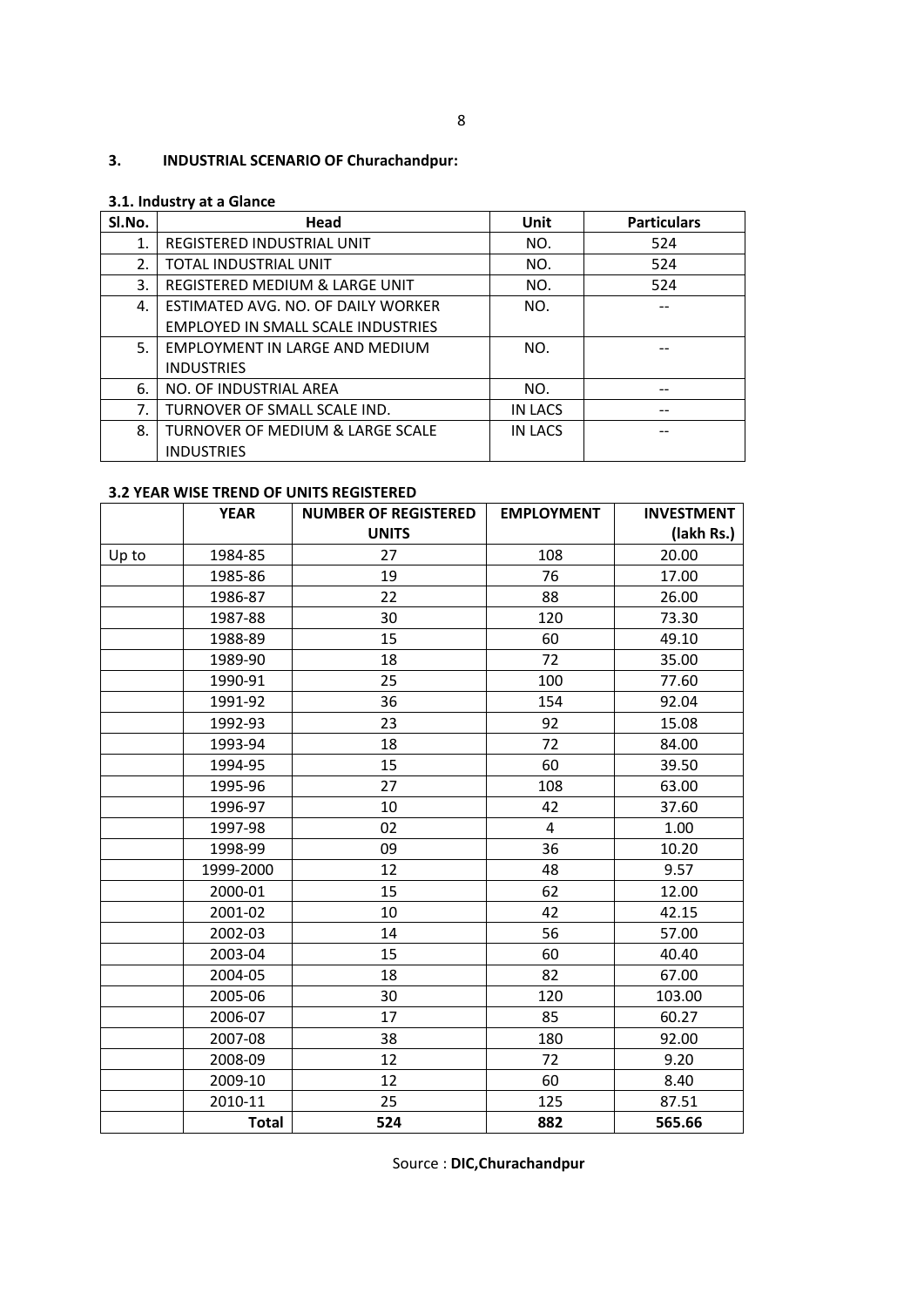## 3. INDUSTRIAL SCENARIO OF Churachandpur:

### 3.1. Industry at a Glance

| Sl.No. | Head | Unit | Particulars |
|---|---|---|---|
| 1. | REGISTERED INDUSTRIAL UNIT | NO. | 524 |
| 2. | TOTAL INDUSTRIAL UNIT | NO. | 524 |
| 3. | REGISTERED MEDIUM & LARGE UNIT | NO. | 524 |
| 4. | ESTIMATED AVG. NO. OF DAILY WORKER EMPLOYED IN SMALL SCALE INDUSTRIES | NO. | -- |
| 5. | EMPLOYMENT IN LARGE AND MEDIUM INDUSTRIES | NO. | -- |
| 6. | NO. OF INDUSTRIAL AREA | NO. | -- |
| 7. | TURNOVER OF SMALL SCALE IND. | IN LACS | -- |
| 8. | TURNOVER OF MEDIUM & LARGE SCALE INDUSTRIES | IN LACS | -- |

### 3.2 YEAR WISE TREND OF UNITS REGISTERED

| | YEAR | NUMBER OF REGISTERED UNITS | EMPLOYMENT | INVESTMENT (lakh Rs.) |
|---|---|---|---|---|
| Up to | 1984-85 | 27 | 108 | 20.00 |
| | 1985-86 | 19 | 76 | 17.00 |
| | 1986-87 | 22 | 88 | 26.00 |
| | 1987-88 | 30 | 120 | 73.30 |
| | 1988-89 | 15 | 60 | 49.10 |
| | 1989-90 | 18 | 72 | 35.00 |
| | 1990-91 | 25 | 100 | 77.60 |
| | 1991-92 | 36 | 154 | 92.04 |
| | 1992-93 | 23 | 92 | 15.08 |
| | 1993-94 | 18 | 72 | 84.00 |
| | 1994-95 | 15 | 60 | 39.50 |
| | 1995-96 | 27 | 108 | 63.00 |
| | 1996-97 | 10 | 42 | 37.60 |
| | 1997-98 | 02 | 4 | 1.00 |
| | 1998-99 | 09 | 36 | 10.20 |
| | 1999-2000 | 12 | 48 | 9.57 |
| | 2000-01 | 15 | 62 | 12.00 |
| | 2001-02 | 10 | 42 | 42.15 |
| | 2002-03 | 14 | 56 | 57.00 |
| | 2003-04 | 15 | 60 | 40.40 |
| | 2004-05 | 18 | 82 | 67.00 |
| | 2005-06 | 30 | 120 | 103.00 |
| | 2006-07 | 17 | 85 | 60.27 |
| | 2007-08 | 38 | 180 | 92.00 |
| | 2008-09 | 12 | 72 | 9.20 |
| | 2009-10 | 12 | 60 | 8.40 |
| | 2010-11 | 25 | 125 | 87.51 |
| | **Total** | **524** | **882** | **565.66** |

Source : **DIC,Churachandpur**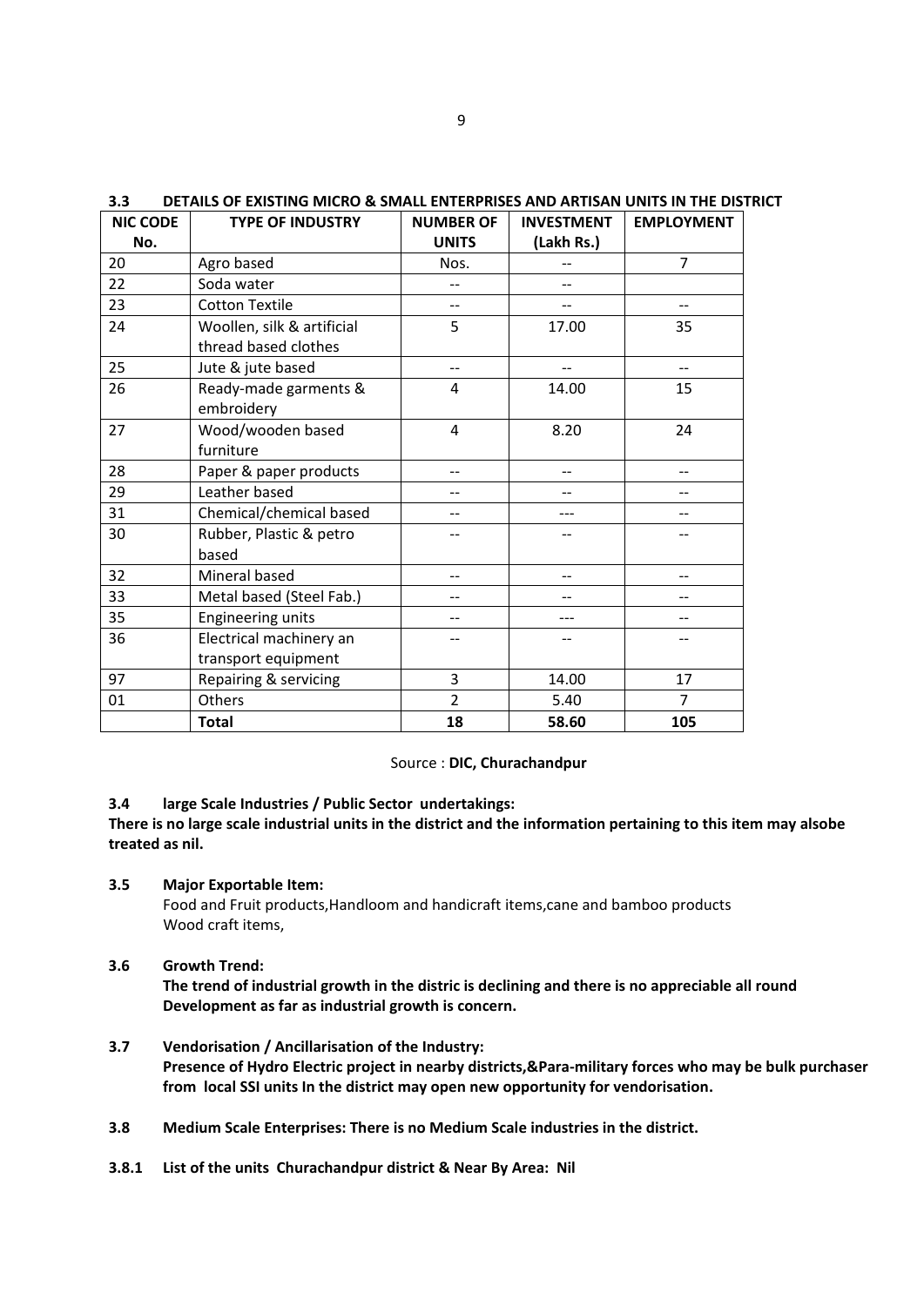### 3.3 DETAILS OF EXISTING MICRO & SMALL ENTERPRISES AND ARTISAN UNITS IN THE DISTRICT

| NIC CODE No. | TYPE OF INDUSTRY | NUMBER OF UNITS | INVESTMENT (Lakh Rs.) | EMPLOYMENT |
|---|---|---|---|---|
| 20 | Agro based | Nos. | -- | 7 |
| 22 | Soda water | -- | -- | |
| 23 | Cotton Textile | -- | -- | -- |
| 24 | Woollen, silk & artificial thread based clothes | 5 | 17.00 | 35 |
| 25 | Jute & jute based | -- | -- | -- |
| 26 | Ready-made garments & embroidery | 4 | 14.00 | 15 |
| 27 | Wood/wooden based furniture | 4 | 8.20 | 24 |
| 28 | Paper & paper products | -- | -- | -- |
| 29 | Leather based | -- | -- | -- |
| 31 | Chemical/chemical based | -- | --- | -- |
| 30 | Rubber, Plastic & petro based | -- | -- | -- |
| 32 | Mineral based | -- | -- | -- |
| 33 | Metal based (Steel Fab.) | -- | -- | -- |
| 35 | Engineering units | -- | --- | -- |
| 36 | Electrical machinery an transport equipment | -- | -- | -- |
| 97 | Repairing & servicing | 3 | 14.00 | 17 |
| 01 | Others | 2 | 5.40 | 7 |
| | **Total** | **18** | **58.60** | **105** |

Source : **DIC, Churachandpur**

### 3.4 large Scale Industries / Public Sector undertakings:

**There is no large scale industrial units in the district and the information pertaining to this item may alsobe treated as nil.**

### 3.5 Major Exportable Item:

Food and Fruit products,Handloom and handicraft items,cane and bamboo products Wood craft items,

### 3.6 Growth Trend:

**The trend of industrial growth in the distric is declining and there is no appreciable all round Development as far as industrial growth is concern.**

### 3.7 Vendorisation / Ancillarisation of the Industry:

**Presence of Hydro Electric project in nearby districts,&Para-military forces who may be bulk purchaser from local SSI units In the district may open new opportunity for vendorisation.**

### 3.8 Medium Scale Enterprises: There is no Medium Scale industries in the district.

### 3.8.1 List of the units Churachandpur district & Near By Area: Nil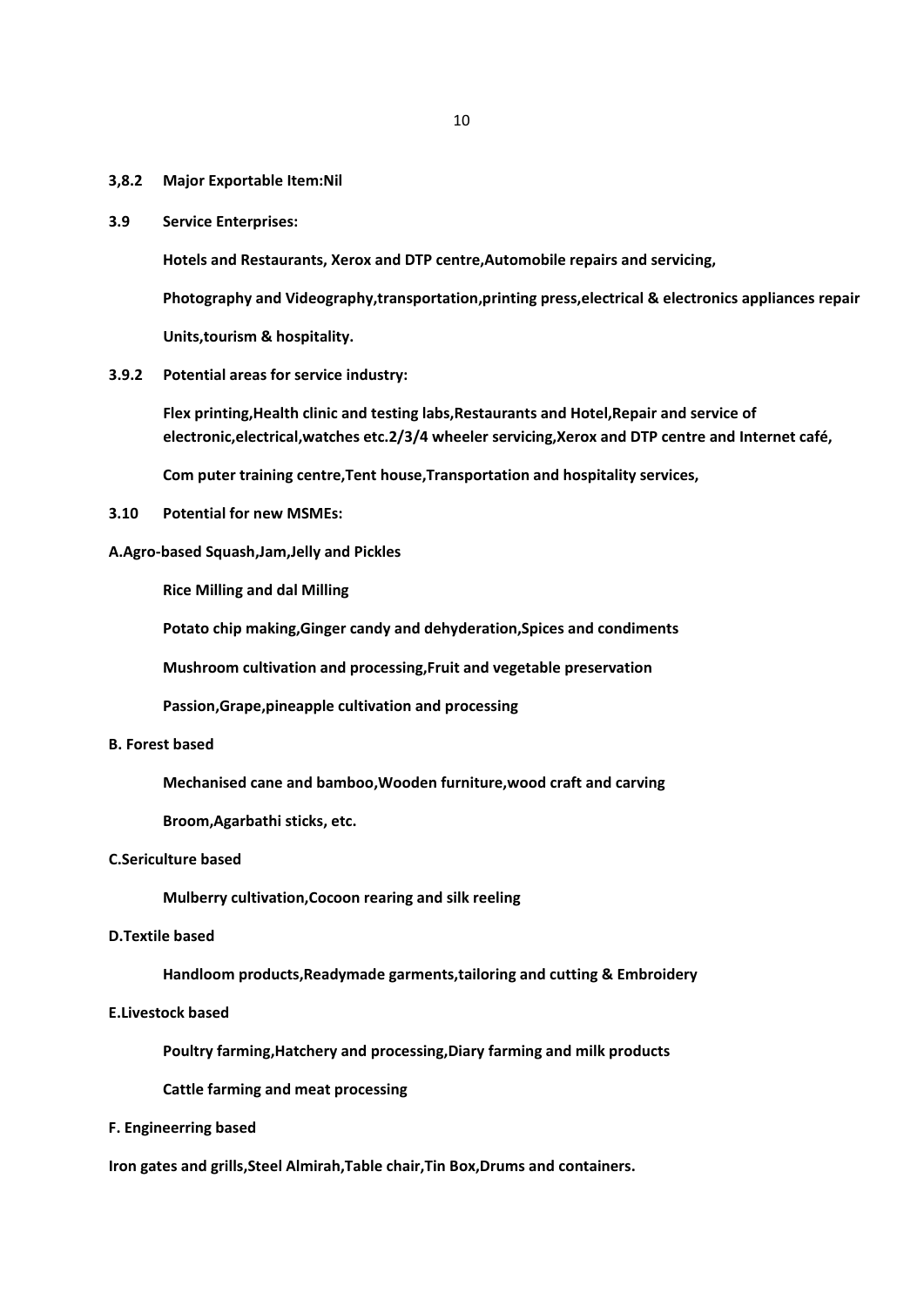**3,8.2 Major Exportable Item:Nil**

**3.9 Service Enterprises:**

**Hotels and Restaurants, Xerox and DTP centre,Automobile repairs and servicing,**

**Photography and Videography,transportation,printing press,electrical & electronics appliances repair Units,tourism & hospitality.**

**3.9.2 Potential areas for service industry:**

**Flex printing,Health clinic and testing labs,Restaurants and Hotel,Repair and service of electronic,electrical,watches etc.2/3/4 wheeler servicing,Xerox and DTP centre and Internet café,**

**Com puter training centre,Tent house,Transportation and hospitality services,**

**3.10 Potential for new MSMEs:**

**A.Agro-based Squash,Jam,Jelly and Pickles**

**Rice Milling and dal Milling**

**Potato chip making,Ginger candy and dehyderation,Spices and condiments**

**Mushroom cultivation and processing,Fruit and vegetable preservation**

**Passion,Grape,pineapple cultivation and processing**

**B. Forest based**

**Mechanised cane and bamboo,Wooden furniture,wood craft and carving**

**Broom,Agarbathi sticks, etc.**

**C.Sericulture based**

**Mulberry cultivation,Cocoon rearing and silk reeling**

**D.Textile based**

**Handloom products,Readymade garments,tailoring and cutting & Embroidery**

**E.Livestock based**

**Poultry farming,Hatchery and processing,Diary farming and milk products**

**Cattle farming and meat processing**

**F. Engineerring based**

**Iron gates and grills,Steel Almirah,Table chair,Tin Box,Drums and containers.**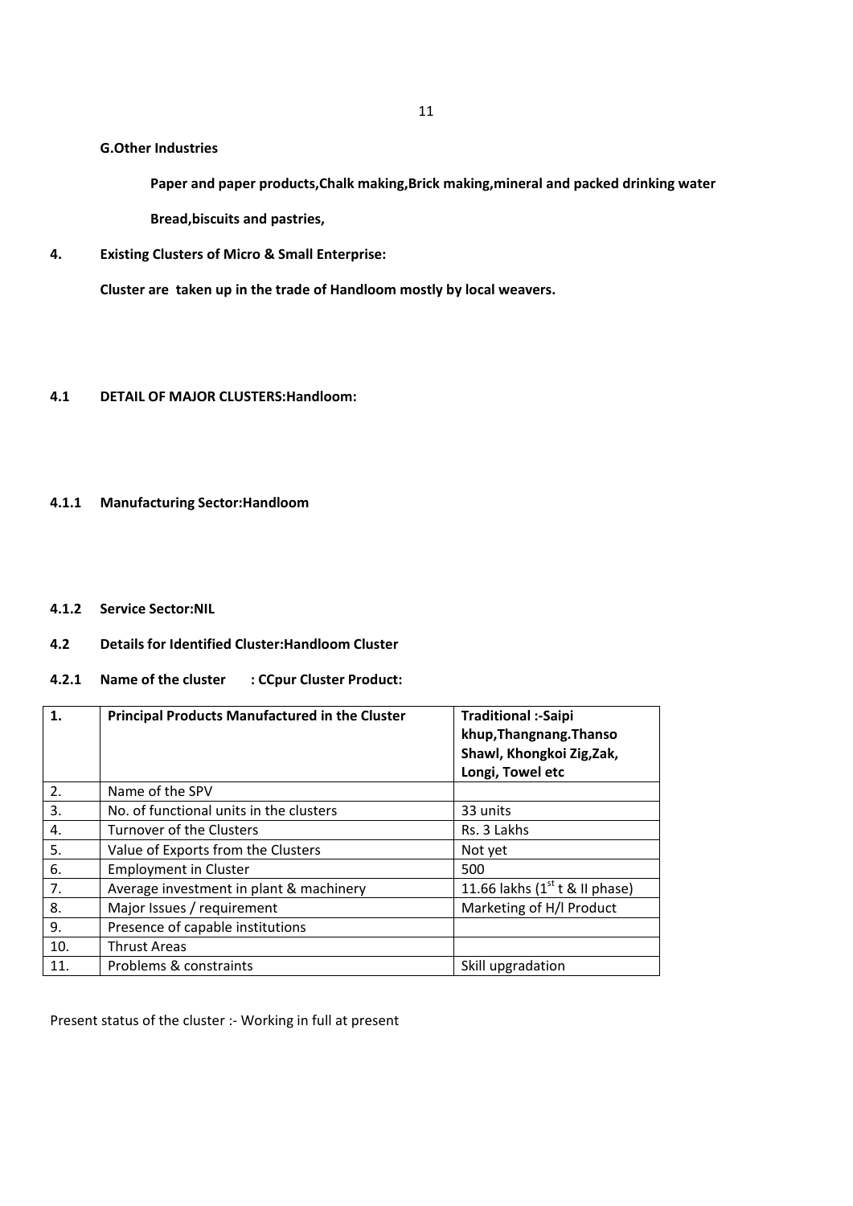**G.Other Industries**

**Paper and paper products,Chalk making,Brick making,mineral and packed drinking water**

**Bread,biscuits and pastries,**

**4. Existing Clusters of Micro & Small Enterprise:**

**Cluster are taken up in the trade of Handloom mostly by local weavers.**

**4.1 DETAIL OF MAJOR CLUSTERS:Handloom:**

**4.1.1 Manufacturing Sector:Handloom**

**4.1.2 Service Sector:NIL**

**4.2 Details for Identified Cluster:Handloom Cluster**

**4.2.1 Name of the cluster : CCpur Cluster Product:**

| **1.** | **Principal Products Manufactured in the Cluster** | **Traditional :-Saipi khup,Thangnang.Thanso Shawl, Khongkoi Zig,Zak, Longi, Towel etc** |
|---|---|---|
| 2. | Name of the SPV | |
| 3. | No. of functional units in the clusters | 33 units |
| 4. | Turnover of the Clusters | Rs. 3 Lakhs |
| 5. | Value of Exports from the Clusters | Not yet |
| 6. | Employment in Cluster | 500 |
| 7. | Average investment in plant & machinery | 11.66 lakhs (1st t & II phase) |
| 8. | Major Issues / requirement | Marketing of H/l Product |
| 9. | Presence of capable institutions | |
| 10. | Thrust Areas | |
| 11. | Problems & constraints | Skill upgradation |

Present status of the cluster :- Working in full at present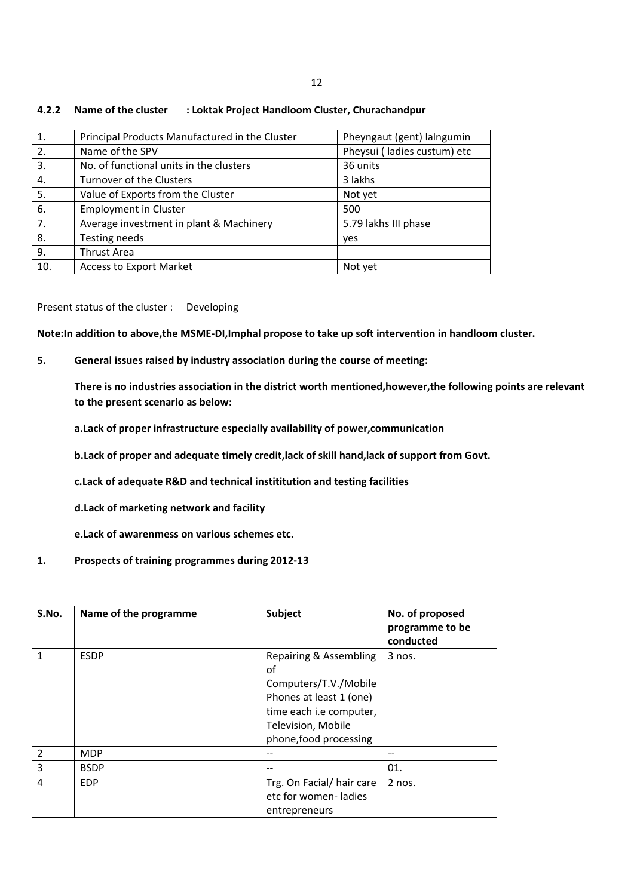#### 4.2.2 Name of the cluster : Loktak Project Handloom Cluster, Churachandpur

| | | |
|---|---|---|
| 1. | Principal Products Manufactured in the Cluster | Pheyngaut (gent) lalngumin |
| 2. | Name of the SPV | Pheysui ( ladies custum) etc |
| 3. | No. of functional units in the clusters | 36 units |
| 4. | Turnover of the Clusters | 3 lakhs |
| 5. | Value of Exports from the Cluster | Not yet |
| 6. | Employment in Cluster | 500 |
| 7. | Average investment in plant & Machinery | 5.79 lakhs III phase |
| 8. | Testing needs | yes |
| 9. | Thrust Area | |
| 10. | Access to Export Market | Not yet |

Present status of the cluster : Developing

**Note:In addition to above,the MSME-DI,Imphal propose to take up soft intervention in handloom cluster.**

**5. General issues raised by industry association during the course of meeting:**

**There is no industries association in the district worth mentioned,however,the following points are relevant to the present scenario as below:**

**a.Lack of proper infrastructure especially availability of power,communication**

**b.Lack of proper and adequate timely credit,lack of skill hand,lack of support from Govt.**

**c.Lack of adequate R&D and technical instititution and testing facilities**

**d.Lack of marketing network and facility**

**e.Lack of awarenmess on various schemes etc.**

**1. Prospects of training programmes during 2012-13**

| S.No. | Name of the programme | Subject | No. of proposed programme to be conducted |
|---|---|---|---|
| 1 | ESDP | Repairing & Assembling of Computers/T.V./Mobile Phones at least 1 (one) time each i.e computer, Television, Mobile phone,food processing | 3 nos. |
| 2 | MDP | -- | -- |
| 3 | BSDP | -- | 01. |
| 4 | EDP | Trg. On Facial/ hair care etc for women- ladies entrepreneurs | 2 nos. |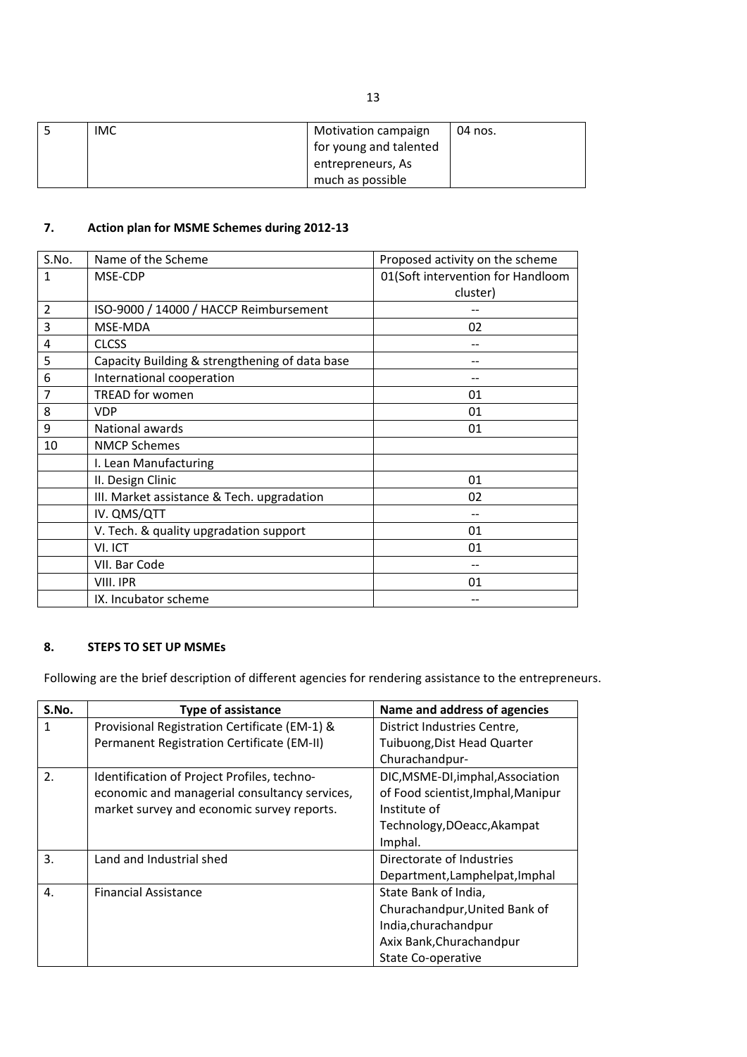| 5 | IMC | Motivation campaign for young and talented entrepreneurs, As much as possible | 04 nos. |
|---|---|---|---|

## 7. Action plan for MSME Schemes during 2012-13

| S.No. | Name of the Scheme | Proposed activity on the scheme |
|---|---|---|
| 1 | MSE-CDP | 01(Soft intervention for Handloom cluster) |
| 2 | ISO-9000 / 14000 / HACCP Reimbursement | -- |
| 3 | MSE-MDA | 02 |
| 4 | CLCSS | -- |
| 5 | Capacity Building & strengthening of data base | -- |
| 6 | International cooperation | -- |
| 7 | TREAD for women | 01 |
| 8 | VDP | 01 |
| 9 | National awards | 01 |
| 10 | NMCP Schemes | |
| | I. Lean Manufacturing | |
| | II. Design Clinic | 01 |
| | III. Market assistance & Tech. upgradation | 02 |
| | IV. QMS/QTT | -- |
| | V. Tech. & quality upgradation support | 01 |
| | VI. ICT | 01 |
| | VII. Bar Code | -- |
| | VIII. IPR | 01 |
| | IX. Incubator scheme | -- |

## 8. STEPS TO SET UP MSMEs

Following are the brief description of different agencies for rendering assistance to the entrepreneurs.

| S.No. | Type of assistance | Name and address of agencies |
|---|---|---|
| 1 | Provisional Registration Certificate (EM-1) & Permanent Registration Certificate (EM-II) | District Industries Centre, Tuibuong,Dist Head Quarter Churachandpur- |
| 2. | Identification of Project Profiles, techno-economic and managerial consultancy services, market survey and economic survey reports. | DIC,MSME-DI,imphal,Association of Food scientist,Imphal,Manipur Institute of Technology,DOeacc,Akampat Imphal. |
| 3. | Land and Industrial shed | Directorate of Industries Department,Lamphelpat,Imphal |
| 4. | Financial Assistance | State Bank of India, Churachandpur,United Bank of India,churachandpur Axix Bank,Churachandpur State Co-operative |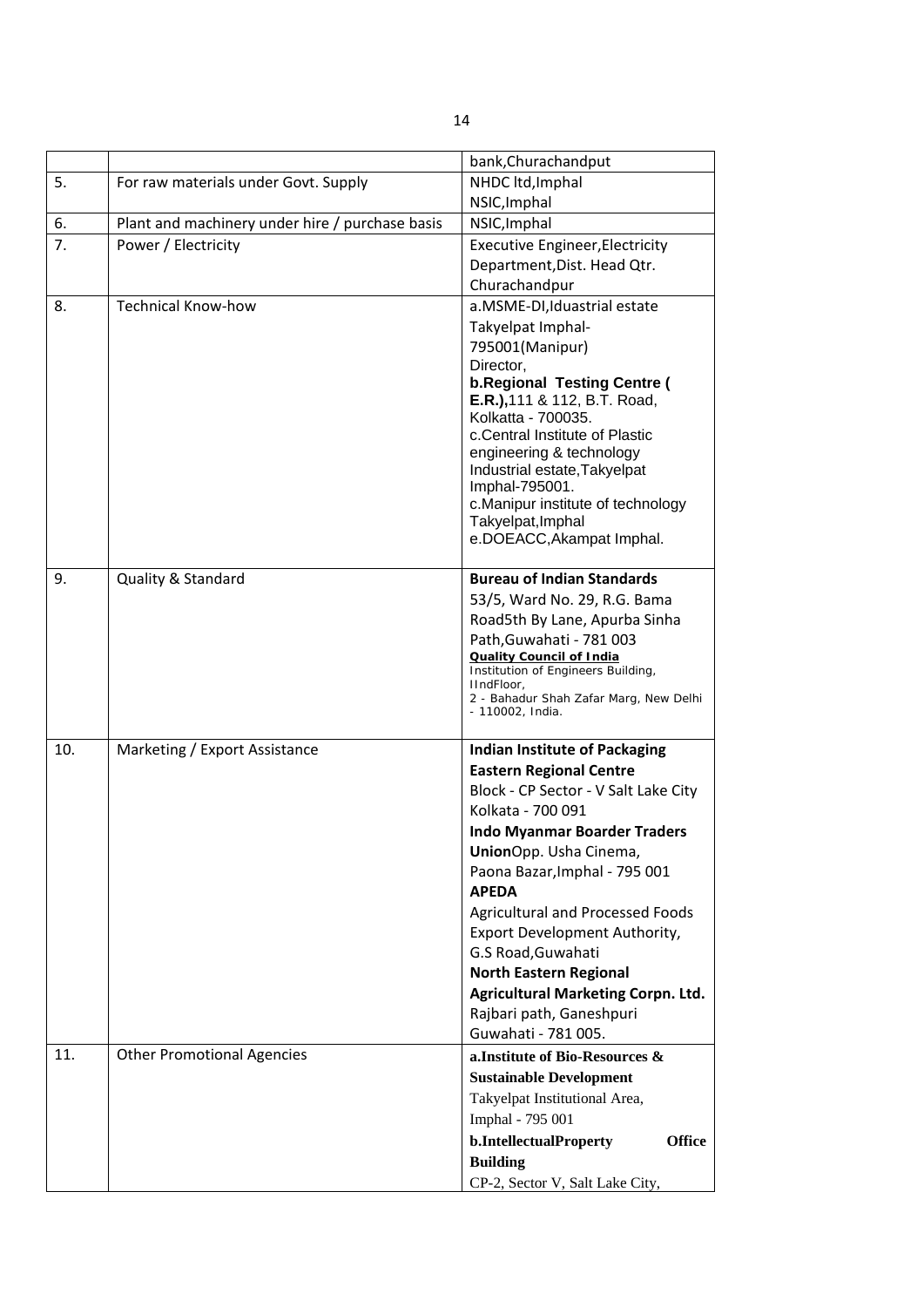| | | |
|---|---|---|
| | | bank,Churachandput |
| 5. | For raw materials under Govt. Supply | NHDC ltd,Imphal<br>NSIC,Imphal |
| 6. | Plant and machinery under hire / purchase basis | NSIC,Imphal |
| 7. | Power / Electricity | Executive Engineer,Electricity Department,Dist. Head Qtr. Churachandpur |
| 8. | Technical Know-how | a.MSME-DI,Iduastrial estate Takyelpat Imphal-795001(Manipur)<br>Director,<br>**b.Regional Testing Centre ( E.R.),**111 & 112, B.T. Road, Kolkatta - 700035.<br>c.Central Institute of Plastic engineering & technology Industrial estate,Takyelpat Imphal-795001.<br>c.Manipur institute of technology Takyelpat,Imphal<br>e.DOEACC,Akampat Imphal. |
| 9. | Quality & Standard | **Bureau of Indian Standards**<br>53/5, Ward No. 29, R.G. Bama Road5th By Lane, Apurba Sinha Path,Guwahati - 781 003<br>**Quality Council of India**<br>Institution of Engineers Building, IIndFloor,<br>2 - Bahadur Shah Zafar Marg, New Delhi - 110002, India. |
| 10. | Marketing / Export Assistance | **Indian Institute of Packaging Eastern Regional Centre**<br>Block - CP Sector - V Salt Lake City Kolkata - 700 091<br>**Indo Myanmar Boarder Traders Union**Opp. Usha Cinema, Paona Bazar,Imphal - 795 001<br>**APEDA**<br>Agricultural and Processed Foods Export Development Authority, G.S Road,Guwahati<br>**North Eastern Regional Agricultural Marketing Corpn. Ltd.**<br>Rajbari path, Ganeshpuri Guwahati - 781 005. |
| 11. | Other Promotional Agencies | **a.Institute of Bio-Resources & Sustainable Development**<br>Takyelpat Institutional Area, Imphal - 795 001<br>**b.IntellectualProperty Office Building**<br>CP-2, Sector V, Salt Lake City, |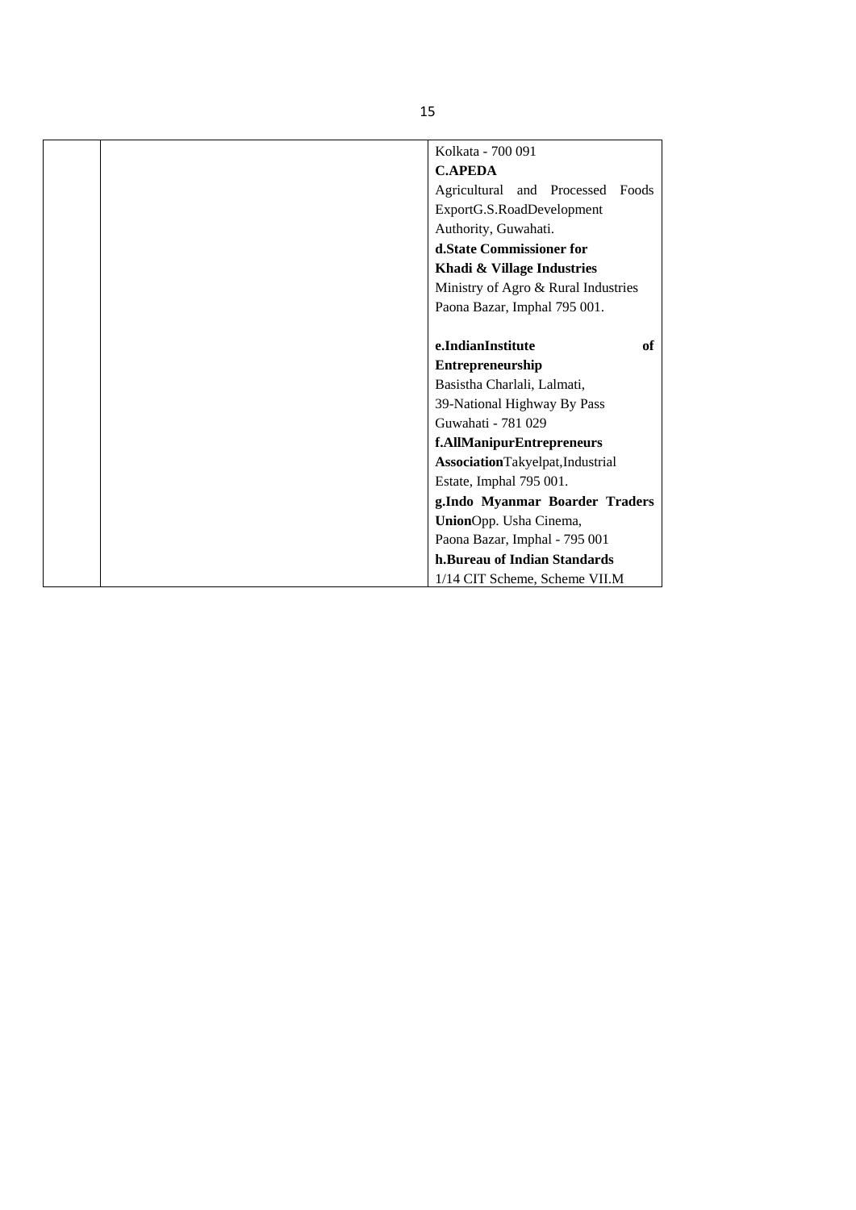| | | |
|---|---|---|
| | | Kolkata - 700 091<br>**C.APEDA**<br>Agricultural and Processed Foods ExportG.S.RoadDevelopment Authority, Guwahati.<br>**d.State Commissioner for Khadi & Village Industries**<br>Ministry of Agro & Rural Industries<br>Paona Bazar, Imphal 795 001.<br><br>**e.IndianInstitute of Entrepreneurship**<br>Basistha Charlali, Lalmati,<br>39-National Highway By Pass<br>Guwahati - 781 029<br>**f.AllManipurEntrepreneurs Association**Takyelpat,Industrial Estate, Imphal 795 001.<br>**g.Indo Myanmar Boarder Traders Union**Opp. Usha Cinema,<br>Paona Bazar, Imphal - 795 001<br>**h.Bureau of Indian Standards**<br>1/14 CIT Scheme, Scheme VII.M |